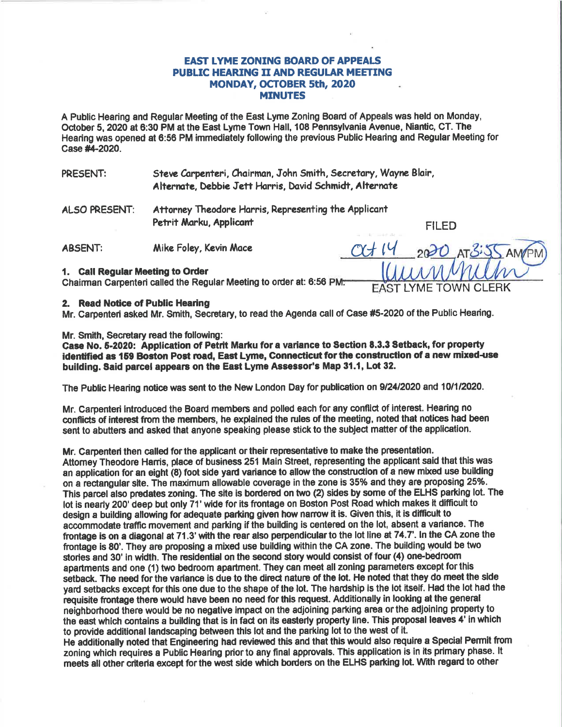# EAST LYME ZONING BOARD OF APPEALS
## PUBLIC HEARING II AND REGULAR MEETING
## MONDAY, OCTOBER 5th, 2020
## MINUTES

A Public Hearing and Regular Meeting of the East Lyme Zoning Board of Appeals was held on Monday, October 5, 2020 at 6:30 PM at the East Lyme Town Hall, 108 Pennsylvania Avenue, Niantic, CT. The Hearing was opened at 6:56 PM immediately following the previous Public Hearing and Regular Meeting for Case #4-2020.

PRESENT: Steve Carpenteri, Chairman, John Smith, Secretary, Wayne Blair, Alternate, Debbie Jett Harris, David Schmidt, Alternate

ALSO PRESENT: Attorney Theodore Harris, Representing the Applicant
Petrit Marku, Applicant

ABSENT: Mike Foley, Kevin Mace

FILED
Oct 14 2020 AT 8:55 AM/PM
EAST LYME TOWN CLERK

**1. Call Regular Meeting to Order**
Chairman Carpenteri called the Regular Meeting to order at: 6:56 PM.

**2. Read Notice of Public Hearing**
Mr. Carpenteri asked Mr. Smith, Secretary, to read the Agenda call of Case #5-2020 of the Public Hearing.

Mr. Smith, Secretary read the following:
**Case No. 5-2020: Application of Petrit Marku for a variance to Section 8.3.3 Setback, for property identified as 159 Boston Post road, East Lyme, Connecticut for the construction of a new mixed-use building. Said parcel appears on the East Lyme Assessor's Map 31.1, Lot 32.**

The Public Hearing notice was sent to the New London Day for publication on 9/24/2020 and 10/1/2020.

Mr. Carpenteri introduced the Board members and polled each for any conflict of interest. Hearing no conflicts of interest from the members, he explained the rules of the meeting, noted that notices had been sent to abutters and asked that anyone speaking please stick to the subject matter of the application.

Mr. Carpenteri then called for the applicant or their representative to make the presentation.
Attorney Theodore Harris, place of business 251 Main Street, representing the applicant said that this was an application for an eight (8) foot side yard variance to allow the construction of a new mixed use building on a rectangular site. The maximum allowable coverage in the zone is 35% and they are proposing 25%. This parcel also predates zoning. The site is bordered on two (2) sides by some of the ELHS parking lot. The lot is nearly 200' deep but only 71' wide for its frontage on Boston Post Road which makes it difficult to design a building allowing for adequate parking given how narrow it is. Given this, it is difficult to accommodate traffic movement and parking if the building is centered on the lot, absent a variance. The frontage is on a diagonal at 71.3' with the rear also perpendicular to the lot line at 74.7'. In the CA zone the frontage is 80'. They are proposing a mixed use building within the CA zone. The building would be two stories and 30' in width. The residential on the second story would consist of four (4) one-bedroom apartments and one (1) two bedroom apartment. They can meet all zoning parameters except for this setback. The need for the variance is due to the direct nature of the lot. He noted that they do meet the side yard setbacks except for this one due to the shape of the lot. The hardship is the lot itself. Had the lot had the requisite frontage there would have been no need for this request. Additionally in looking at the general neighborhood there would be no negative impact on the adjoining parking area or the adjoining property to the east which contains a building that is in fact on its easterly property line. This proposal leaves 4' in which to provide additional landscaping between this lot and the parking lot to the west of it.
He additionally noted that Engineering had reviewed this and that this would also require a Special Permit from zoning which requires a Public Hearing prior to any final approvals. This application is in its primary phase. It meets all other criteria except for the west side which borders on the ELHS parking lot. With regard to other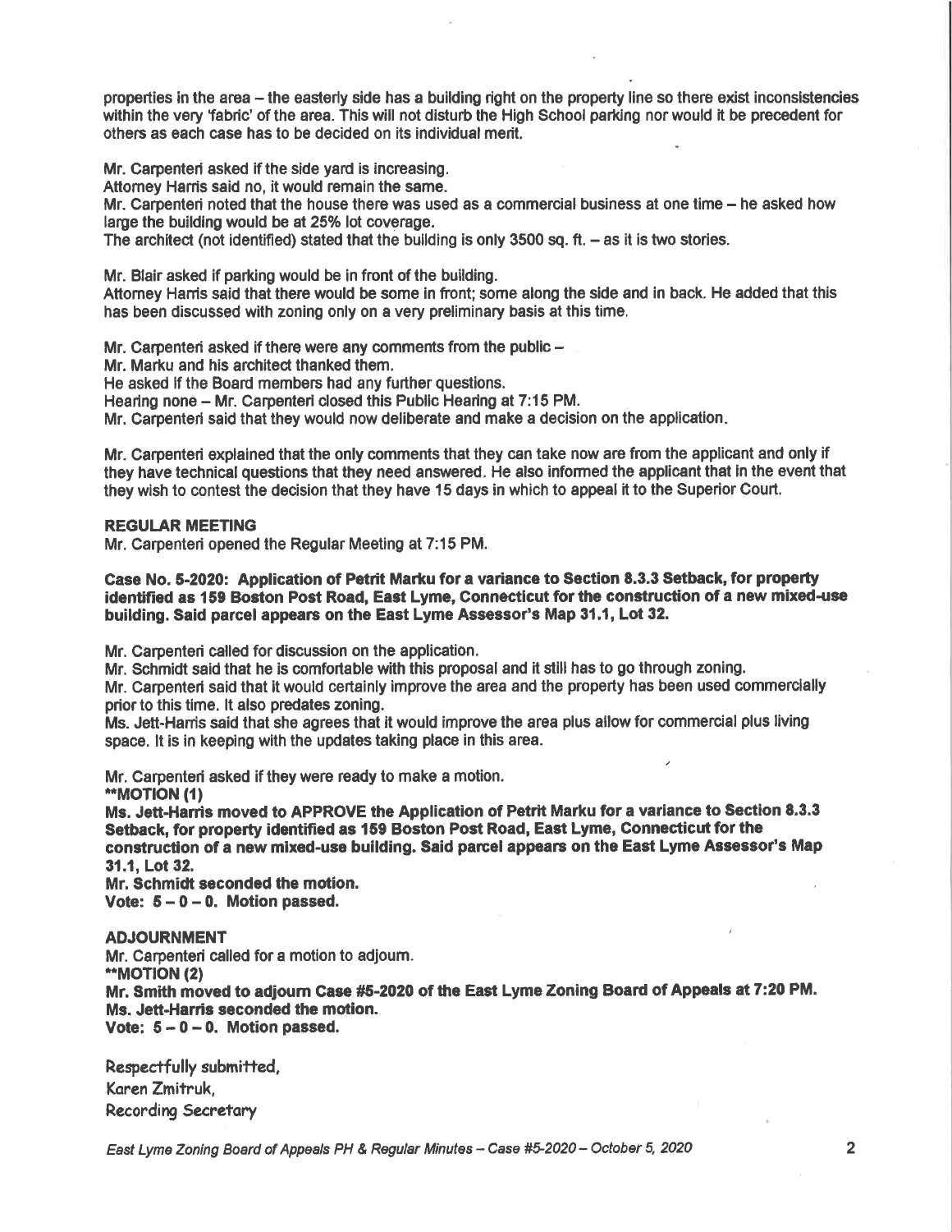properties in the area – the easterly side has a building right on the property line so there exist inconsistencies within the very 'fabric' of the area. This will not disturb the High School parking nor would it be precedent for others as each case has to be decided on its individual merit.

Mr. Carpenteri asked if the side yard is increasing.
Attorney Harris said no, it would remain the same.
Mr. Carpenteri noted that the house there was used as a commercial business at one time – he asked how large the building would be at 25% lot coverage.
The architect (not identified) stated that the building is only 3500 sq. ft. – as it is two stories.

Mr. Blair asked if parking would be in front of the building.
Attorney Harris said that there would be some in front; some along the side and in back. He added that this has been discussed with zoning only on a very preliminary basis at this time.

Mr. Carpenteri asked if there were any comments from the public –
Mr. Marku and his architect thanked them.
He asked if the Board members had any further questions.
Hearing none – Mr. Carpenteri closed this Public Hearing at 7:15 PM.
Mr. Carpenteri said that they would now deliberate and make a decision on the application.

Mr. Carpenteri explained that the only comments that they can take now are from the applicant and only if they have technical questions that they need answered. He also informed the applicant that in the event that they wish to contest the decision that they have 15 days in which to appeal it to the Superior Court.

**REGULAR MEETING**
Mr. Carpenteri opened the Regular Meeting at 7:15 PM.

**Case No. 5-2020: Application of Petrit Marku for a variance to Section 8.3.3 Setback, for property identified as 159 Boston Post Road, East Lyme, Connecticut for the construction of a new mixed-use building. Said parcel appears on the East Lyme Assessor's Map 31.1, Lot 32.**

Mr. Carpenteri called for discussion on the application.
Mr. Schmidt said that he is comfortable with this proposal and it still has to go through zoning.
Mr. Carpenteri said that it would certainly improve the area and the property has been used commercially prior to this time. It also predates zoning.
Ms. Jett-Harris said that she agrees that it would improve the area plus allow for commercial plus living space. It is in keeping with the updates taking place in this area.

Mr. Carpenteri asked if they were ready to make a motion.
**\*\*MOTION (1)**
**Ms. Jett-Harris moved to APPROVE the Application of Petrit Marku for a variance to Section 8.3.3 Setback, for property identified as 159 Boston Post Road, East Lyme, Connecticut for the construction of a new mixed-use building. Said parcel appears on the East Lyme Assessor's Map 31.1, Lot 32.**
**Mr. Schmidt seconded the motion.**
**Vote: 5 – 0 – 0. Motion passed.**

**ADJOURNMENT**
Mr. Carpenteri called for a motion to adjourn.
**\*\*MOTION (2)**
**Mr. Smith moved to adjourn Case #5-2020 of the East Lyme Zoning Board of Appeals at 7:20 PM.**
**Ms. Jett-Harris seconded the motion.**
**Vote: 5 – 0 – 0. Motion passed.**

Respectfully submitted,
Karen Zmitruk,
Recording Secretary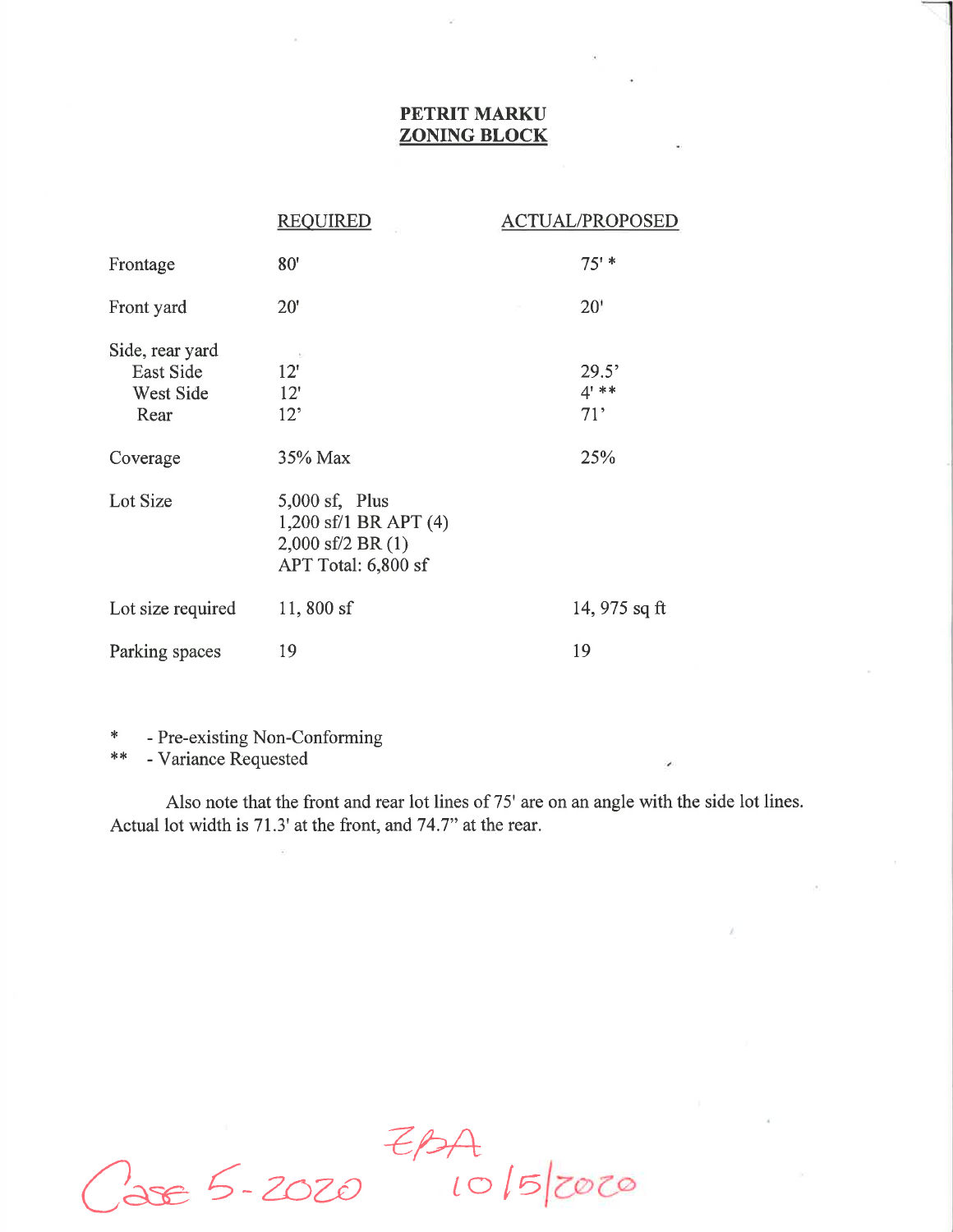# PETRIT MARKU
## ZONING BLOCK

| | REQUIRED | ACTUAL/PROPOSED |
|---|---|---|
| Frontage | 80' | 75' * |
| Front yard | 20' | 20' |
| Side, rear yard | | |
| East Side | 12' | 29.5' |
| West Side | 12' | 4' ** |
| Rear | 12' | 71' |
| Coverage | 35% Max | 25% |
| Lot Size | 5,000 sf, Plus<br>1,200 sf/1 BR APT (4)<br>2,000 sf/2 BR (1)<br>APT Total: 6,800 sf | |
| Lot size required | 11, 800 sf | 14, 975 sq ft |
| Parking spaces | 19 | 19 |

\* - Pre-existing Non-Conforming
\*\* - Variance Requested

Also note that the front and rear lot lines of 75' are on an angle with the side lot lines. Actual lot width is 71.3' at the front, and 74.7" at the rear.

Case 5-2020 ZBA 10/5/2020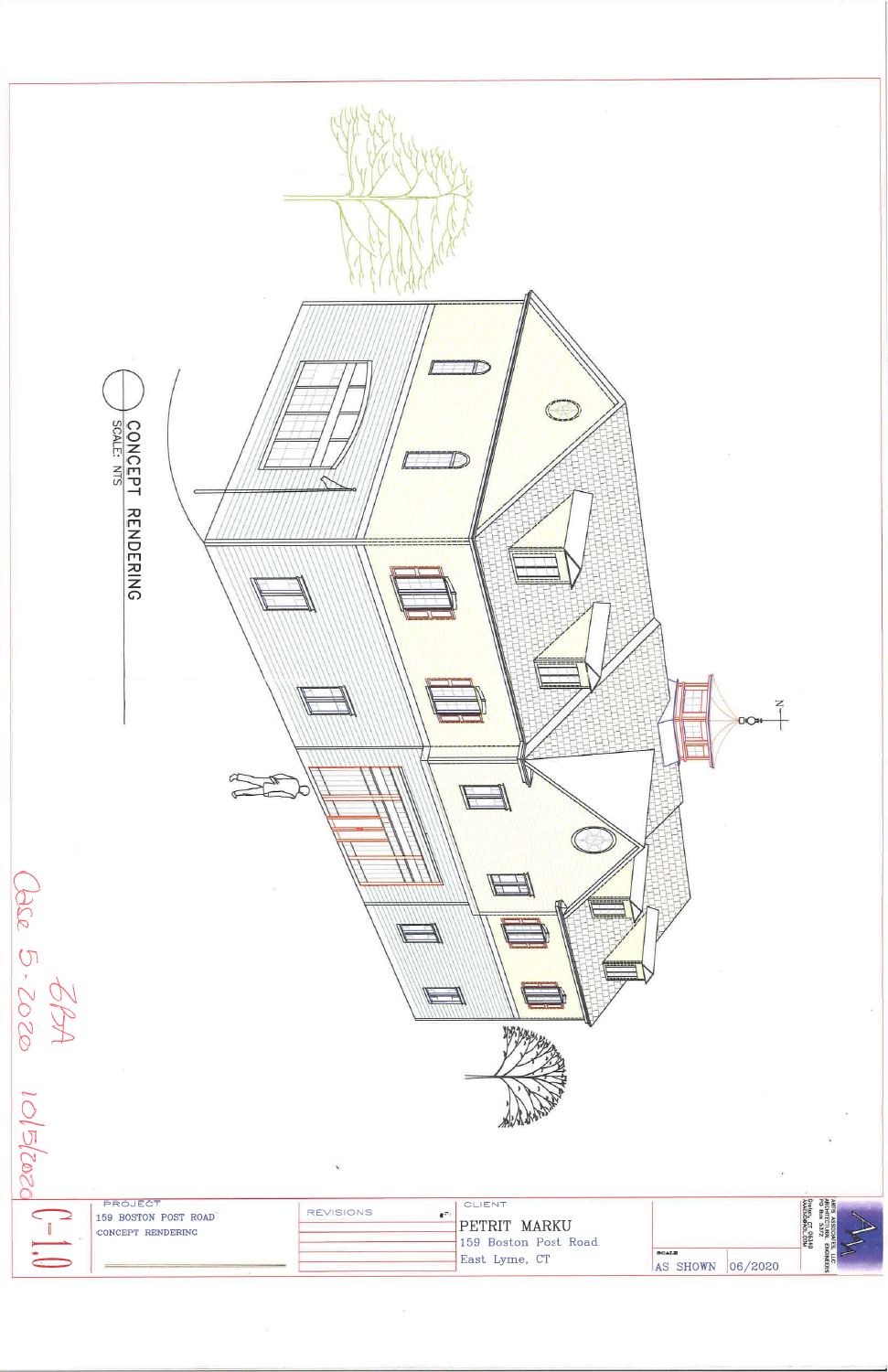CONCEPT RENDERING

SCALE: NTS

N

ZBA

Case 5-2020 10/5/2020

| | | | |
|---|---|---|---|
| PROJECT<br>159 BOSTON POST ROAD<br>CONCEPT RENDERING | REVISIONS | CLIENT<br>PETRIT MARKU<br>159 Boston Post Road<br>East Lyme, CT | SCALE<br>AS SHOWN 06/2020 |

C-1.0